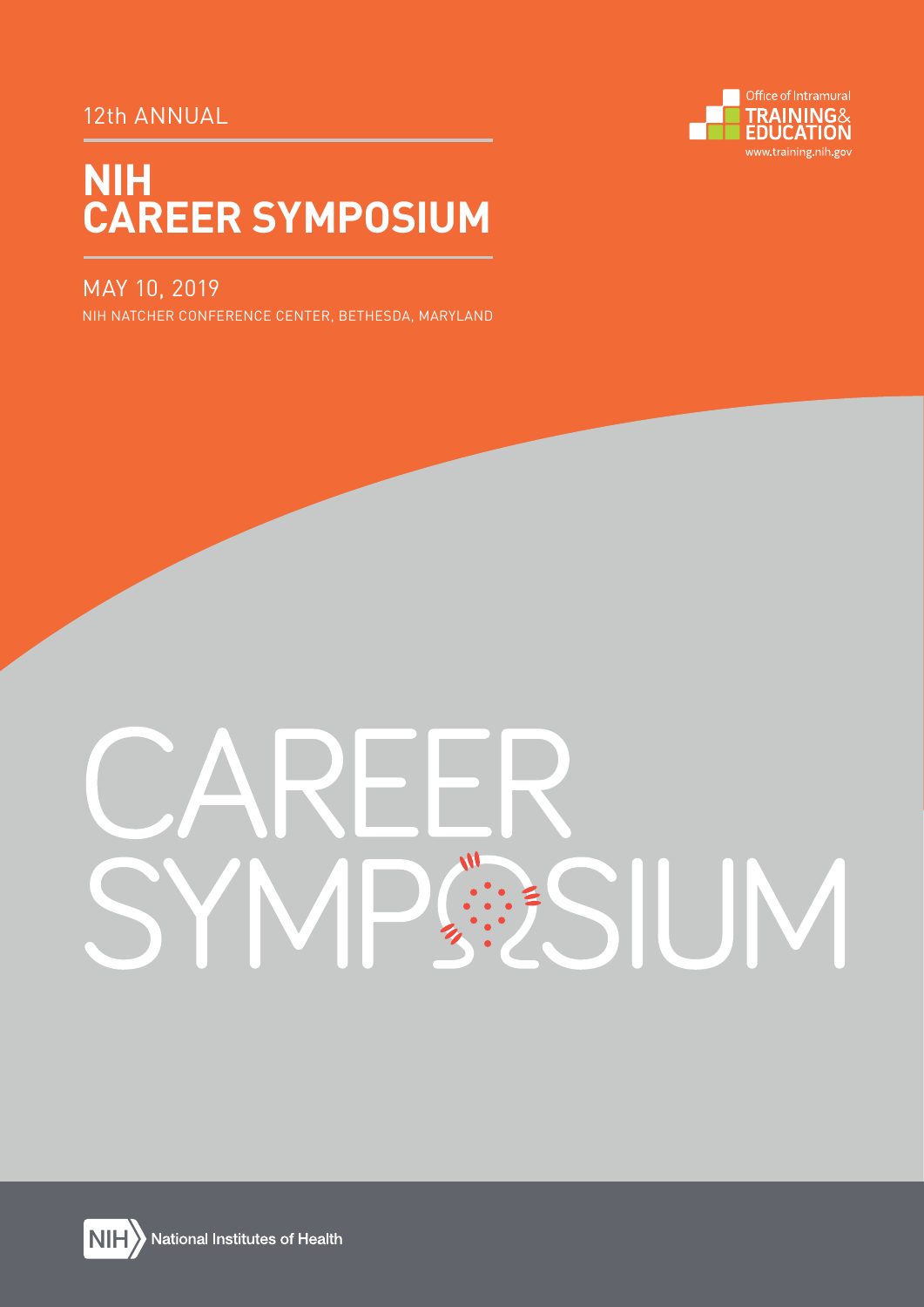12th ANNUAL

# NIH CAREER SYMPOSIUM

MAY 10, 2019

NIH NATCHER CONFERENCE CENTER, BETHESDA, MARYLAND

Office of Intramural TRAINING & EDUCATION

www.training.nih.gov

CAREER SYMPOSIUM

NIH National Institutes of Health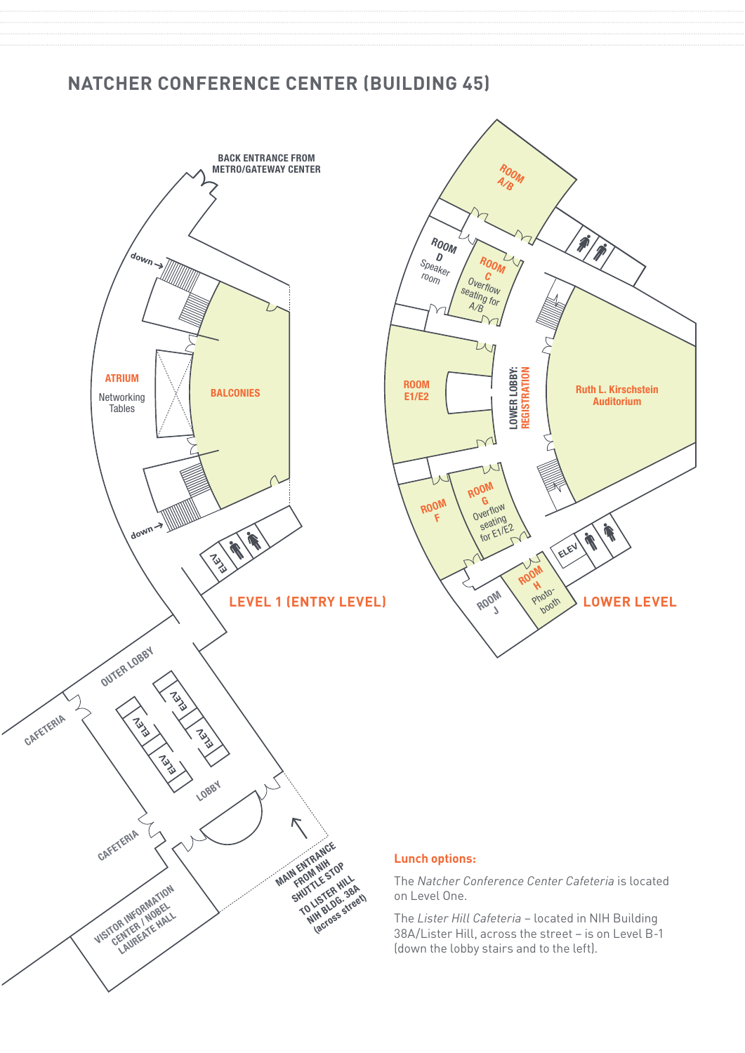# NATCHER CONFERENCE CENTER (BUILDING 45)

BACK ENTRANCE FROM METRO/GATEWAY CENTER

down

ATRIUM

Networking Tables

BALCONIES

down

ELEV

LEVEL 1 (ENTRY LEVEL)

OUTER LOBBY

CAFETERIA

ELEV

ELEV

ELEV

ELEV

LOBBY

CAFETERIA

VISITOR INFORMATION CENTER / NOBEL LAUREATE HALL

MAIN ENTRANCE FROM NIH SHUTTLE STOP TO LISTER HILL NIH BLDG. 38A (across street)

ROOM A/B

ROOM D Speaker room

ROOM C Overflow seating for A/B

ROOM E1/E2

LOWER LOBBY: REGISTRATION

Ruth L. Kirschstein Auditorium

ROOM F

ROOM G Overflow seating for E1/E2

ELEV

ROOM H Photo-booth

ROOM J

LOWER LEVEL

## Lunch options:

The *Natcher Conference Center Cafeteria* is located on Level One.

The *Lister Hill Cafeteria* – located in NIH Building 38A/Lister Hill, across the street – is on Level B-1 (down the lobby stairs and to the left).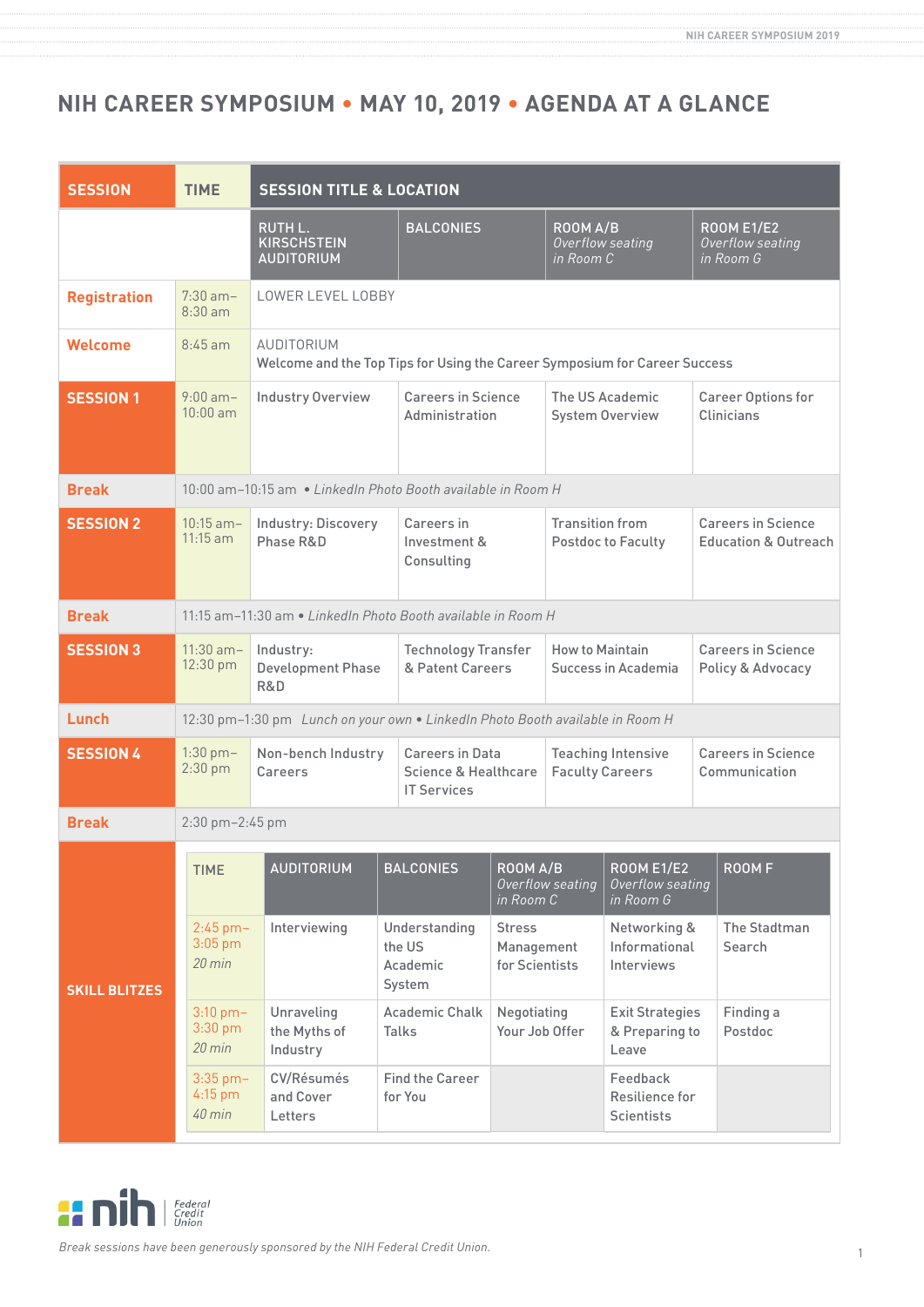# NIH CAREER SYMPOSIUM • MAY 10, 2019 • AGENDA AT A GLANCE

| SESSION | TIME | SESSION TITLE & LOCATION | | | |
|---|---|---|---|---|---|
| | | RUTH L. KIRSCHSTEIN AUDITORIUM | BALCONIES | ROOM A/B *Overflow seating in Room C* | ROOM E1/E2 *Overflow seating in Room G* |
| **Registration** | 7:30 am–8:30 am | LOWER LEVEL LOBBY | | | |
| **Welcome** | 8:45 am | AUDITORIUM Welcome and the Top Tips for Using the Career Symposium for Career Success | | | |
| **SESSION 1** | 9:00 am–10:00 am | Industry Overview | Careers in Science Administration | The US Academic System Overview | Career Options for Clinicians |
| **Break** | 10:00 am–10:15 am • *LinkedIn Photo Booth available in Room H* | | | | |
| **SESSION 2** | 10:15 am–11:15 am | Industry: Discovery Phase R&D | Careers in Investment & Consulting | Transition from Postdoc to Faculty | Careers in Science Education & Outreach |
| **Break** | 11:15 am–11:30 am • *LinkedIn Photo Booth available in Room H* | | | | |
| **SESSION 3** | 11:30 am–12:30 pm | Industry: Development Phase R&D | Technology Transfer & Patent Careers | How to Maintain Success in Academia | Careers in Science Policy & Advocacy |
| **Lunch** | 12:30 pm–1:30 pm *Lunch on your own • LinkedIn Photo Booth available in Room H* | | | | |
| **SESSION 4** | 1:30 pm–2:30 pm | Non-bench Industry Careers | Careers in Data Science & Healthcare IT Services | Teaching Intensive Faculty Careers | Careers in Science Communication |
| **Break** | 2:30 pm–2:45 pm | | | | |

**SKILL BLITZES**

| TIME | AUDITORIUM | BALCONIES | ROOM A/B *Overflow seating in Room C* | ROOM E1/E2 *Overflow seating in Room G* | ROOM F |
|---|---|---|---|---|---|
| 2:45 pm–3:05 pm *20 min* | Interviewing | Understanding the US Academic System | Stress Management for Scientists | Networking & Informational Interviews | The Stadtman Search |
| 3:10 pm–3:30 pm *20 min* | Unraveling the Myths of Industry | Academic Chalk Talks | Negotiating Your Job Offer | Exit Strategies & Preparing to Leave | Finding a Postdoc |
| 3:35 pm–4:15 pm *40 min* | CV/Résumés and Cover Letters | Find the Career for You | | Feedback Resilience for Scientists | |

nih Federal Credit Union

*Break sessions have been generously sponsored by the NIH Federal Credit Union.*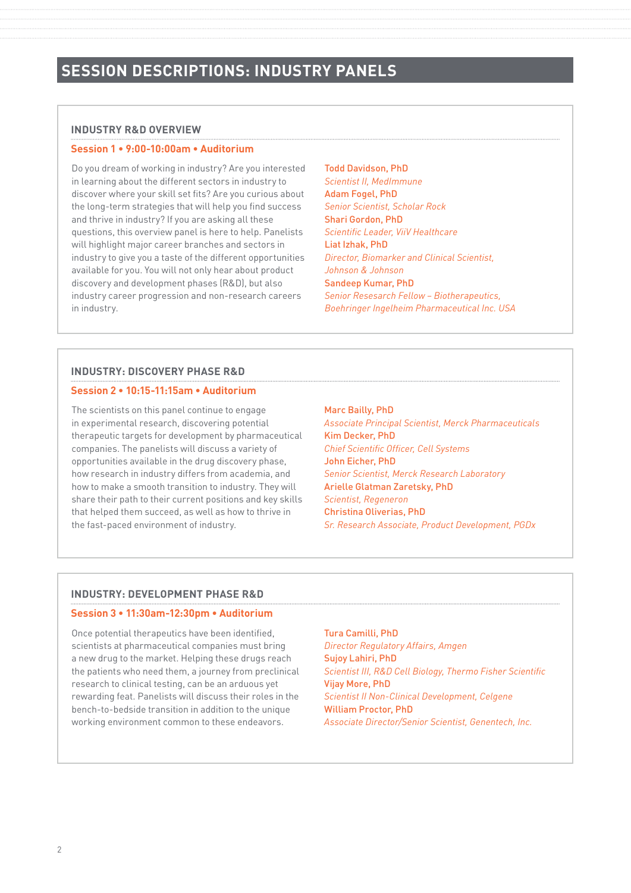# SESSION DESCRIPTIONS: INDUSTRY PANELS

## INDUSTRY R&D OVERVIEW

### Session 1 • 9:00-10:00am • Auditorium

Do you dream of working in industry? Are you interested in learning about the different sectors in industry to discover where your skill set fits? Are you curious about the long-term strategies that will help you find success and thrive in industry? If you are asking all these questions, this overview panel is here to help. Panelists will highlight major career branches and sectors in industry to give you a taste of the different opportunities available for you. You will not only hear about product discovery and development phases (R&D), but also industry career progression and non-research careers in industry.

**Todd Davidson, PhD**
*Scientist II, MedImmune*

**Adam Fogel, PhD**
*Senior Scientist, Scholar Rock*

**Shari Gordon, PhD**
*Scientific Leader, ViiV Healthcare*

**Liat Izhak, PhD**
*Director, Biomarker and Clinical Scientist, Johnson & Johnson*

**Sandeep Kumar, PhD**
*Senior Resesarch Fellow – Biotherapeutics, Boehringer Ingelheim Pharmaceutical Inc. USA*

## INDUSTRY: DISCOVERY PHASE R&D

### Session 2 • 10:15-11:15am • Auditorium

The scientists on this panel continue to engage in experimental research, discovering potential therapeutic targets for development by pharmaceutical companies. The panelists will discuss a variety of opportunities available in the drug discovery phase, how research in industry differs from academia, and how to make a smooth transition to industry. They will share their path to their current positions and key skills that helped them succeed, as well as how to thrive in the fast-paced environment of industry.

**Marc Bailly, PhD**
*Associate Principal Scientist, Merck Pharmaceuticals*

**Kim Decker, PhD**
*Chief Scientific Officer, Cell Systems*

**John Eicher, PhD**
*Senior Scientist, Merck Research Laboratory*

**Arielle Glatman Zaretsky, PhD**
*Scientist, Regeneron*

**Christina Oliverias, PhD**
*Sr. Research Associate, Product Development, PGDx*

## INDUSTRY: DEVELOPMENT PHASE R&D

### Session 3 • 11:30am-12:30pm • Auditorium

Once potential therapeutics have been identified, scientists at pharmaceutical companies must bring a new drug to the market. Helping these drugs reach the patients who need them, a journey from preclinical research to clinical testing, can be an arduous yet rewarding feat. Panelists will discuss their roles in the bench-to-bedside transition in addition to the unique working environment common to these endeavors.

**Tura Camilli, PhD**
*Director Regulatory Affairs, Amgen*

**Sujoy Lahiri, PhD**
*Scientist III, R&D Cell Biology, Thermo Fisher Scientific*

**Vijay More, PhD**
*Scientist II Non-Clinical Development, Celgene*

**William Proctor, PhD**
*Associate Director/Senior Scientist, Genentech, Inc.*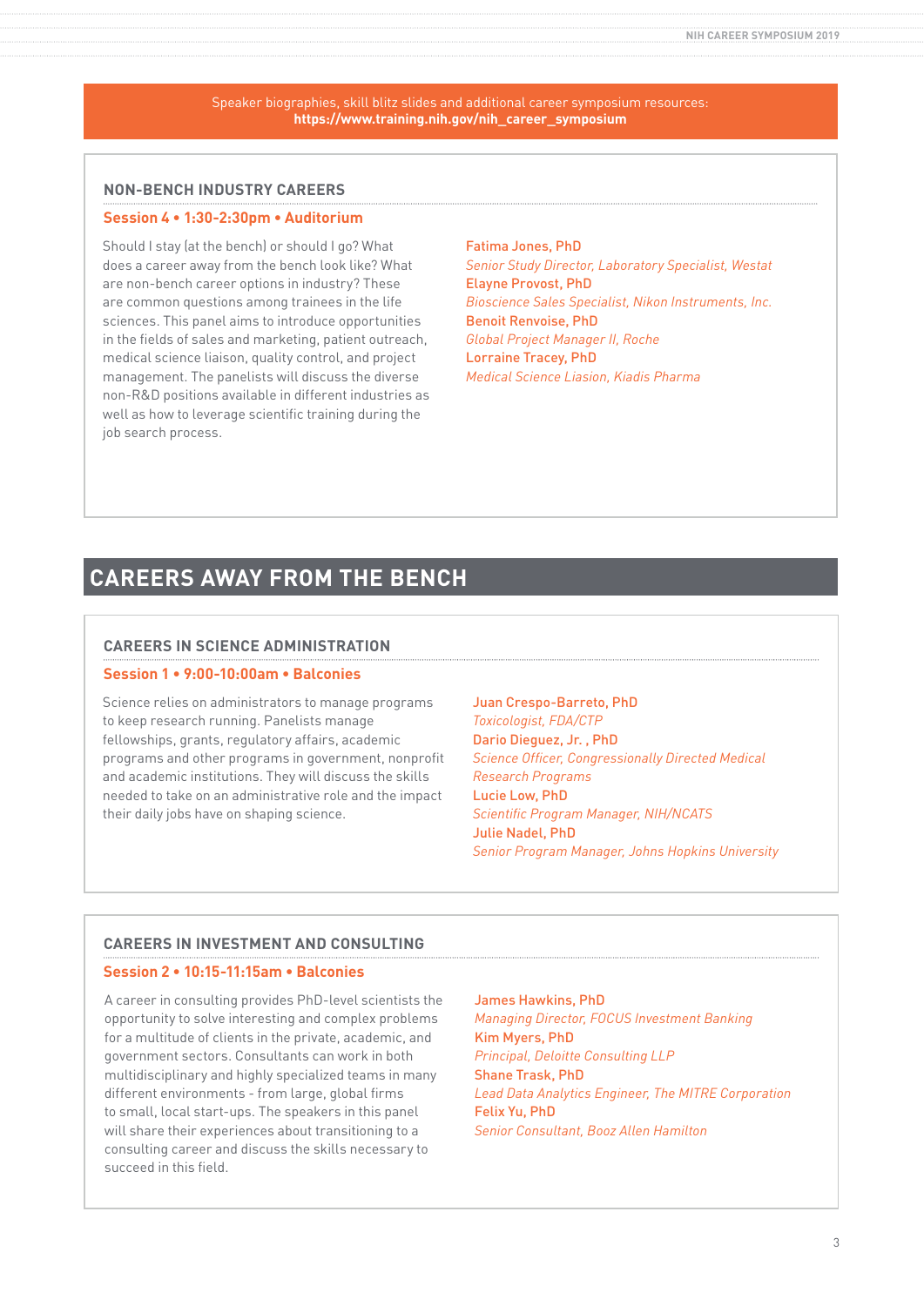Speaker biographies, skill blitz slides and additional career symposium resources:
**https://www.training.nih.gov/nih_career_symposium**

### NON-BENCH INDUSTRY CAREERS

**Session 4 • 1:30-2:30pm • Auditorium**

Should I stay (at the bench) or should I go? What does a career away from the bench look like? What are non-bench career options in industry? These are common questions among trainees in the life sciences. This panel aims to introduce opportunities in the fields of sales and marketing, patient outreach, medical science liaison, quality control, and project management. The panelists will discuss the diverse non-R&D positions available in different industries as well as how to leverage scientific training during the job search process.

**Fatima Jones, PhD**
*Senior Study Director, Laboratory Specialist, Westat*
**Elayne Provost, PhD**
*Bioscience Sales Specialist, Nikon Instruments, Inc.*
**Benoit Renvoise, PhD**
*Global Project Manager II, Roche*
**Lorraine Tracey, PhD**
*Medical Science Liasion, Kiadis Pharma*

## CAREERS AWAY FROM THE BENCH

### CAREERS IN SCIENCE ADMINISTRATION

**Session 1 • 9:00-10:00am • Balconies**

Science relies on administrators to manage programs to keep research running. Panelists manage fellowships, grants, regulatory affairs, academic programs and other programs in government, nonprofit and academic institutions. They will discuss the skills needed to take on an administrative role and the impact their daily jobs have on shaping science.

**Juan Crespo-Barreto, PhD**
*Toxicologist, FDA/CTP*
**Dario Dieguez, Jr. , PhD**
*Science Officer, Congressionally Directed Medical Research Programs*
**Lucie Low, PhD**
*Scientific Program Manager, NIH/NCATS*
**Julie Nadel, PhD**
*Senior Program Manager, Johns Hopkins University*

### CAREERS IN INVESTMENT AND CONSULTING

**Session 2 • 10:15-11:15am • Balconies**

A career in consulting provides PhD-level scientists the opportunity to solve interesting and complex problems for a multitude of clients in the private, academic, and government sectors. Consultants can work in both multidisciplinary and highly specialized teams in many different environments - from large, global firms to small, local start-ups. The speakers in this panel will share their experiences about transitioning to a consulting career and discuss the skills necessary to succeed in this field.

**James Hawkins, PhD**
*Managing Director, FOCUS Investment Banking*
**Kim Myers, PhD**
*Principal, Deloitte Consulting LLP*
**Shane Trask, PhD**
*Lead Data Analytics Engineer, The MITRE Corporation*
**Felix Yu, PhD**
*Senior Consultant, Booz Allen Hamilton*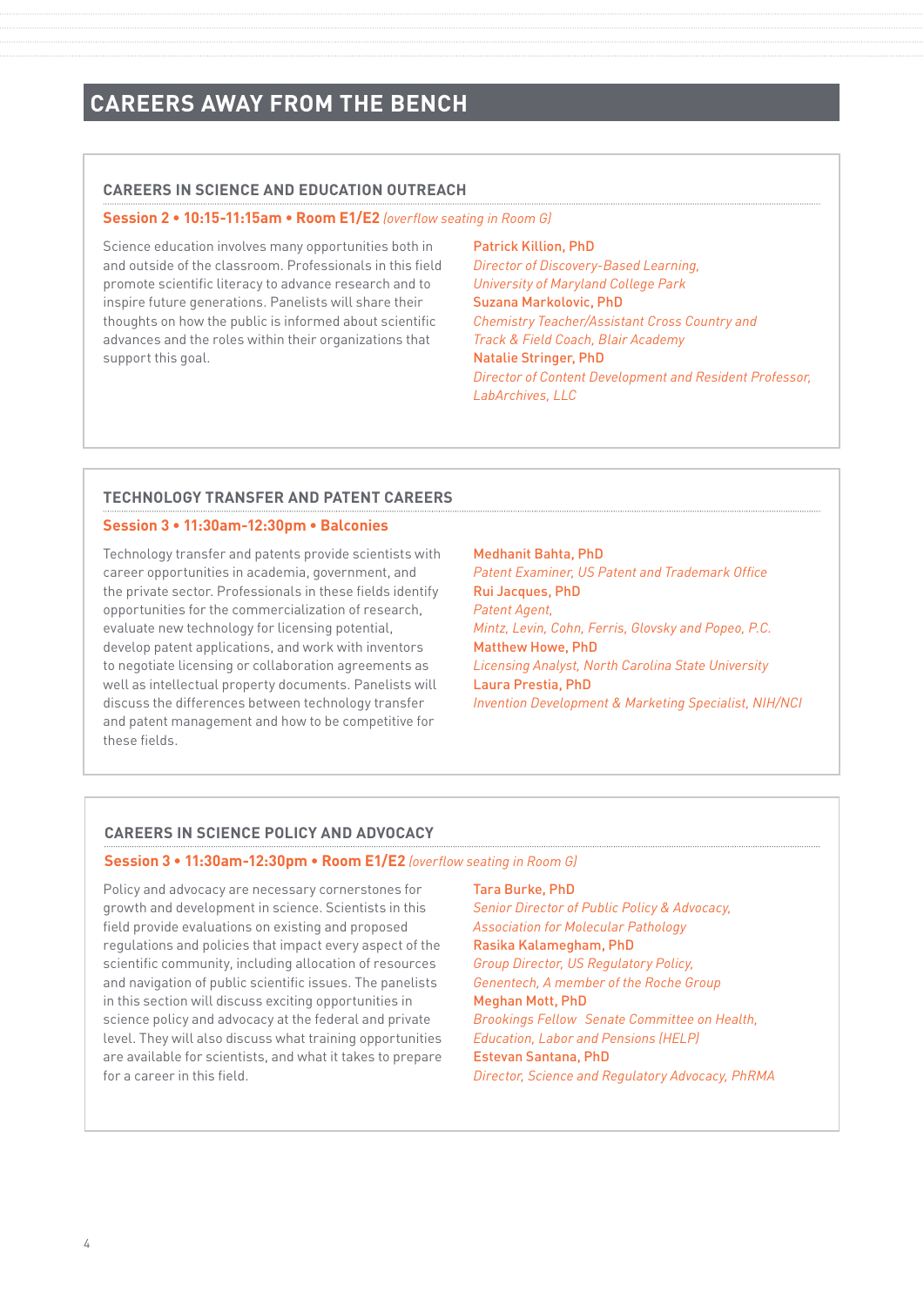# CAREERS AWAY FROM THE BENCH

## CAREERS IN SCIENCE AND EDUCATION OUTREACH

**Session 2 • 10:15-11:15am • Room E1/E2** *(overflow seating in Room G)*

Science education involves many opportunities both in and outside of the classroom. Professionals in this field promote scientific literacy to advance research and to inspire future generations. Panelists will share their thoughts on how the public is informed about scientific advances and the roles within their organizations that support this goal.

**Patrick Killion, PhD**
*Director of Discovery-Based Learning, University of Maryland College Park*

**Suzana Markolovic, PhD**
*Chemistry Teacher/Assistant Cross Country and Track & Field Coach, Blair Academy*

**Natalie Stringer, PhD**
*Director of Content Development and Resident Professor, LabArchives, LLC*

## TECHNOLOGY TRANSFER AND PATENT CAREERS

**Session 3 • 11:30am-12:30pm • Balconies**

Technology transfer and patents provide scientists with career opportunities in academia, government, and the private sector. Professionals in these fields identify opportunities for the commercialization of research, evaluate new technology for licensing potential, develop patent applications, and work with inventors to negotiate licensing or collaboration agreements as well as intellectual property documents. Panelists will discuss the differences between technology transfer and patent management and how to be competitive for these fields.

**Medhanit Bahta, PhD**
*Patent Examiner, US Patent and Trademark Office*

**Rui Jacques, PhD**
*Patent Agent, Mintz, Levin, Cohn, Ferris, Glovsky and Popeo, P.C.*

**Matthew Howe, PhD**
*Licensing Analyst, North Carolina State University*

**Laura Prestia, PhD**
*Invention Development & Marketing Specialist, NIH/NCI*

## CAREERS IN SCIENCE POLICY AND ADVOCACY

**Session 3 • 11:30am-12:30pm • Room E1/E2** *(overflow seating in Room G)*

Policy and advocacy are necessary cornerstones for growth and development in science. Scientists in this field provide evaluations on existing and proposed regulations and policies that impact every aspect of the scientific community, including allocation of resources and navigation of public scientific issues. The panelists in this section will discuss exciting opportunities in science policy and advocacy at the federal and private level. They will also discuss what training opportunities are available for scientists, and what it takes to prepare for a career in this field.

**Tara Burke, PhD**
*Senior Director of Public Policy & Advocacy, Association for Molecular Pathology*

**Rasika Kalamegham, PhD**
*Group Director, US Regulatory Policy, Genentech, A member of the Roche Group*

**Meghan Mott, PhD**
*Brookings Fellow Senate Committee on Health, Education, Labor and Pensions (HELP)*

**Estevan Santana, PhD**
*Director, Science and Regulatory Advocacy, PhRMA*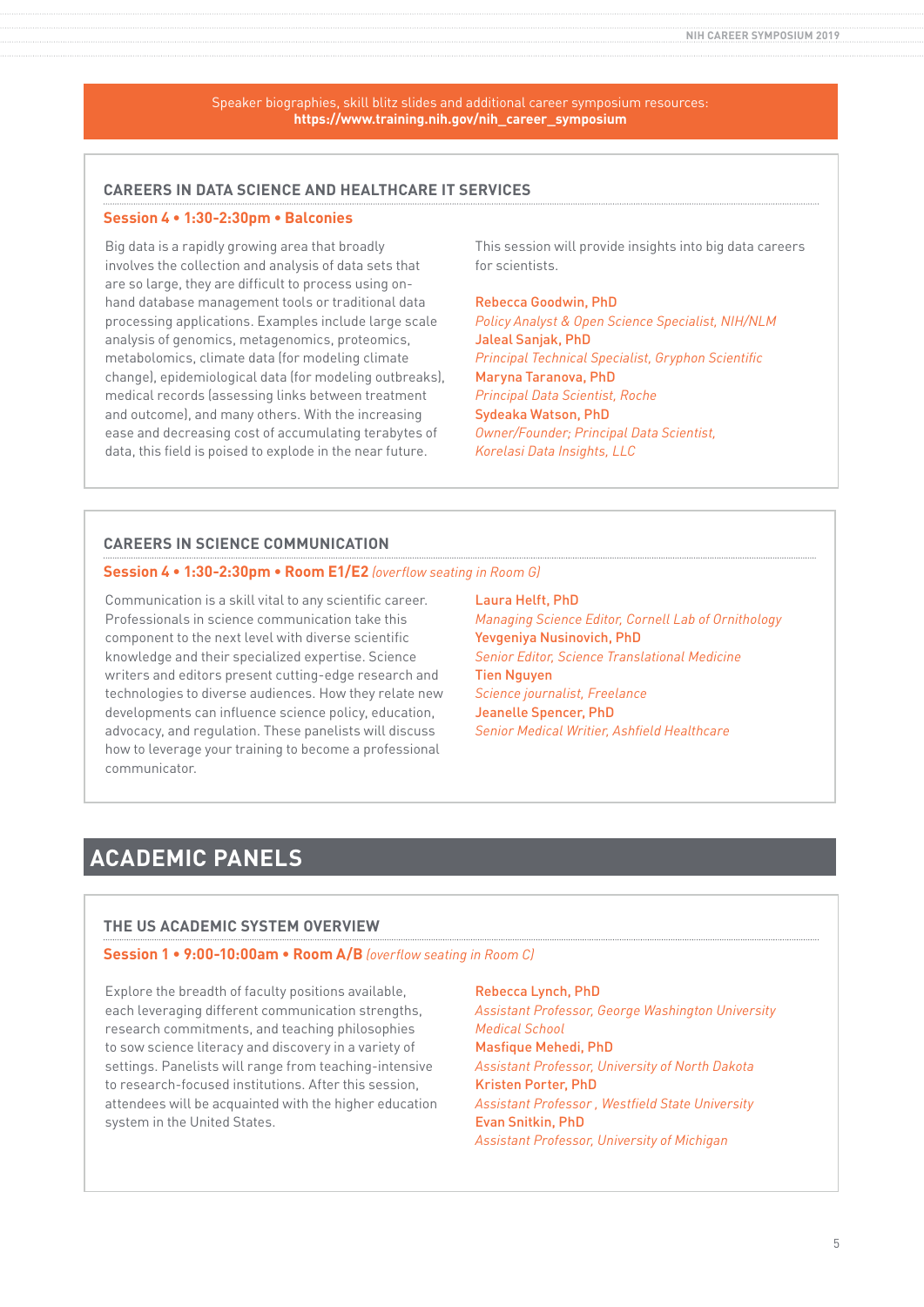Speaker biographies, skill blitz slides and additional career symposium resources:
**https://www.training.nih.gov/nih_career_symposium**

### CAREERS IN DATA SCIENCE AND HEALTHCARE IT SERVICES

**Session 4 • 1:30-2:30pm • Balconies**

Big data is a rapidly growing area that broadly involves the collection and analysis of data sets that are so large, they are difficult to process using on-hand database management tools or traditional data processing applications. Examples include large scale analysis of genomics, metagenomics, proteomics, metabolomics, climate data (for modeling climate change), epidemiological data (for modeling outbreaks), medical records (assessing links between treatment and outcome), and many others. With the increasing ease and decreasing cost of accumulating terabytes of data, this field is poised to explode in the near future.

This session will provide insights into big data careers for scientists.

**Rebecca Goodwin, PhD**
*Policy Analyst & Open Science Specialist, NIH/NLM*
**Jaleal Sanjak, PhD**
*Principal Technical Specialist, Gryphon Scientific*
**Maryna Taranova, PhD**
*Principal Data Scientist, Roche*
**Sydeaka Watson, PhD**
*Owner/Founder; Principal Data Scientist, Korelasi Data Insights, LLC*

### CAREERS IN SCIENCE COMMUNICATION

**Session 4 • 1:30-2:30pm • Room E1/E2** *(overflow seating in Room G)*

Communication is a skill vital to any scientific career. Professionals in science communication take this component to the next level with diverse scientific knowledge and their specialized expertise. Science writers and editors present cutting-edge research and technologies to diverse audiences. How they relate new developments can influence science policy, education, advocacy, and regulation. These panelists will discuss how to leverage your training to become a professional communicator.

**Laura Helft, PhD**
*Managing Science Editor, Cornell Lab of Ornithology*
**Yevgeniya Nusinovich, PhD**
*Senior Editor, Science Translational Medicine*
**Tien Nguyen**
*Science journalist, Freelance*
**Jeanelle Spencer, PhD**
*Senior Medical Writier, Ashfield Healthcare*

## ACADEMIC PANELS

### THE US ACADEMIC SYSTEM OVERVIEW

**Session 1 • 9:00-10:00am • Room A/B** *(overflow seating in Room C)*

Explore the breadth of faculty positions available, each leveraging different communication strengths, research commitments, and teaching philosophies to sow science literacy and discovery in a variety of settings. Panelists will range from teaching-intensive to research-focused institutions. After this session, attendees will be acquainted with the higher education system in the United States.

**Rebecca Lynch, PhD**
*Assistant Professor, George Washington University Medical School*
**Masfique Mehedi, PhD**
*Assistant Professor, University of North Dakota*
**Kristen Porter, PhD**
*Assistant Professor , Westfield State University*
**Evan Snitkin, PhD**
*Assistant Professor, University of Michigan*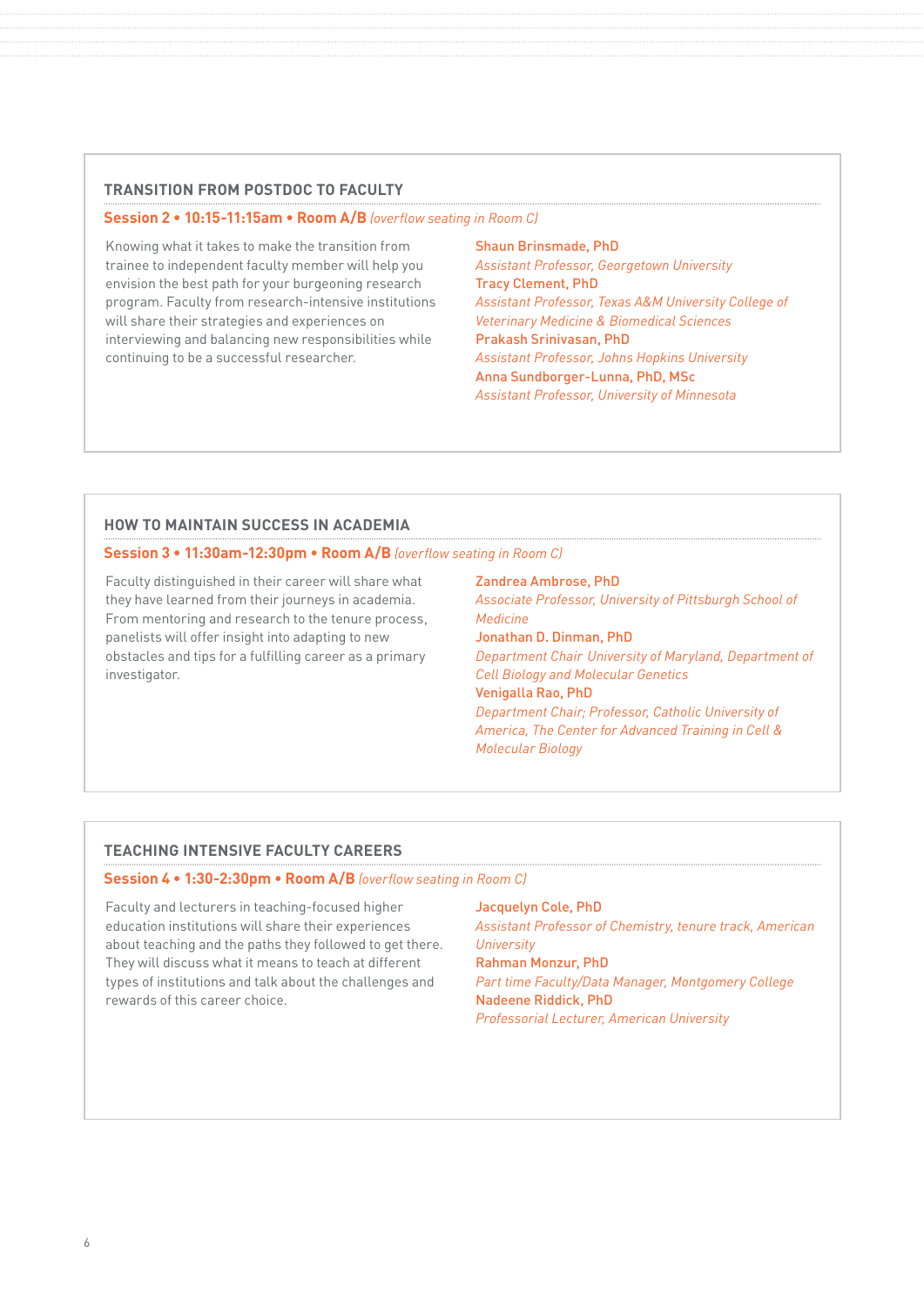## TRANSITION FROM POSTDOC TO FACULTY

**Session 2 • 10:15-11:15am • Room A/B** *(overflow seating in Room C)*

Knowing what it takes to make the transition from trainee to independent faculty member will help you envision the best path for your burgeoning research program. Faculty from research-intensive institutions will share their strategies and experiences on interviewing and balancing new responsibilities while continuing to be a successful researcher.

**Shaun Brinsmade, PhD**
*Assistant Professor, Georgetown University*

**Tracy Clement, PhD**
*Assistant Professor, Texas A&M University College of Veterinary Medicine & Biomedical Sciences*

**Prakash Srinivasan, PhD**
*Assistant Professor, Johns Hopkins University*

**Anna Sundborger-Lunna, PhD, MSc**
*Assistant Professor, University of Minnesota*

## HOW TO MAINTAIN SUCCESS IN ACADEMIA

**Session 3 • 11:30am-12:30pm • Room A/B** *(overflow seating in Room C)*

Faculty distinguished in their career will share what they have learned from their journeys in academia. From mentoring and research to the tenure process, panelists will offer insight into adapting to new obstacles and tips for a fulfilling career as a primary investigator.

**Zandrea Ambrose, PhD**
*Associate Professor, University of Pittsburgh School of Medicine*

**Jonathan D. Dinman, PhD**
*Department Chair University of Maryland, Department of Cell Biology and Molecular Genetics*

**Venigalla Rao, PhD**
*Department Chair; Professor, Catholic University of America, The Center for Advanced Training in Cell & Molecular Biology*

## TEACHING INTENSIVE FACULTY CAREERS

**Session 4 • 1:30-2:30pm • Room A/B** *(overflow seating in Room C)*

Faculty and lecturers in teaching-focused higher education institutions will share their experiences about teaching and the paths they followed to get there. They will discuss what it means to teach at different types of institutions and talk about the challenges and rewards of this career choice.

**Jacquelyn Cole, PhD**
*Assistant Professor of Chemistry, tenure track, American University*

**Rahman Monzur, PhD**
*Part time Faculty/Data Manager, Montgomery College*

**Nadeene Riddick, PhD**
*Professorial Lecturer, American University*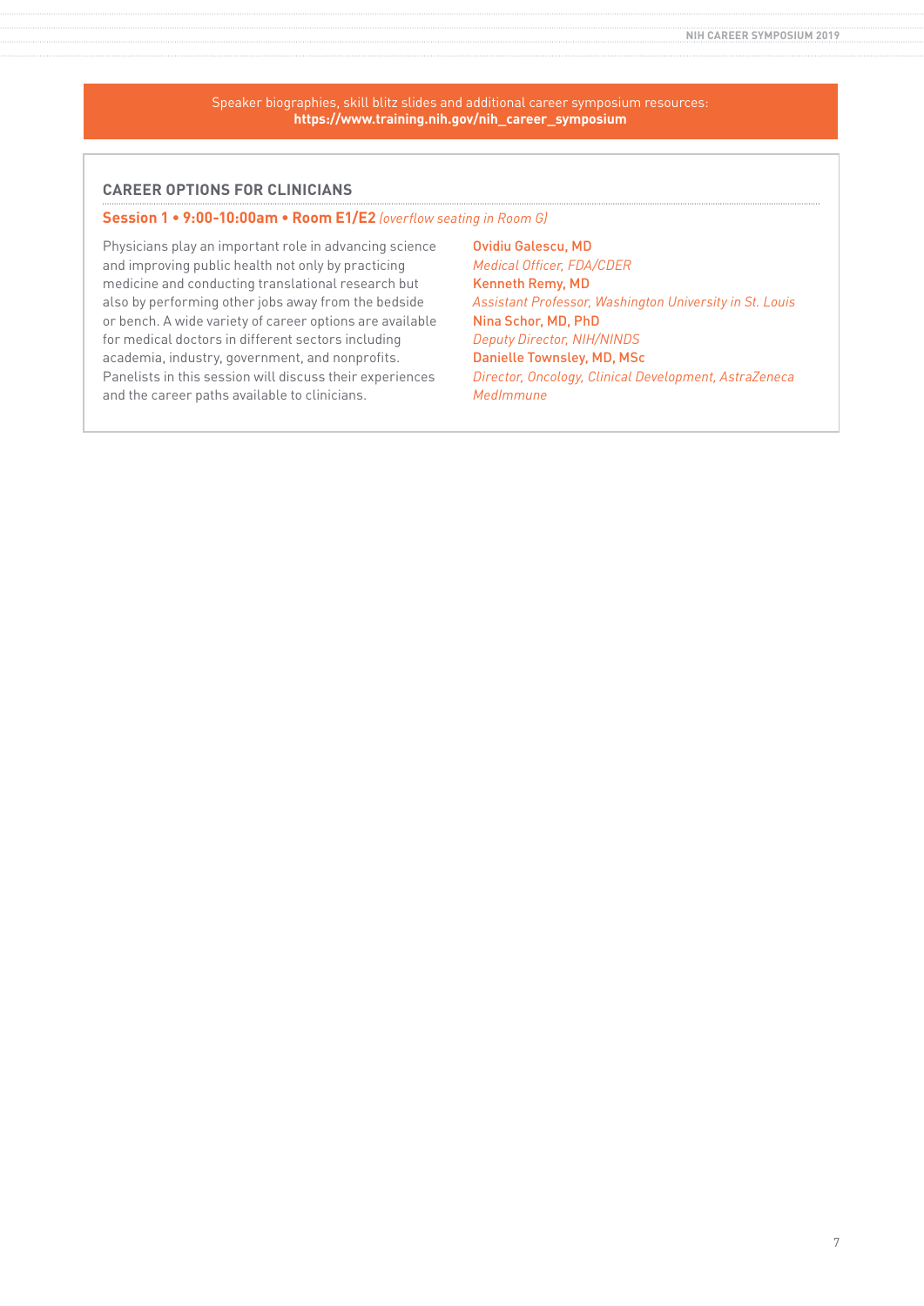Speaker biographies, skill blitz slides and additional career symposium resources:
**https://www.training.nih.gov/nih_career_symposium**

## CAREER OPTIONS FOR CLINICIANS

**Session 1 • 9:00-10:00am • Room E1/E2** *(overflow seating in Room G)*

Physicians play an important role in advancing science and improving public health not only by practicing medicine and conducting translational research but also by performing other jobs away from the bedside or bench. A wide variety of career options are available for medical doctors in different sectors including academia, industry, government, and nonprofits. Panelists in this session will discuss their experiences and the career paths available to clinicians.

**Ovidiu Galescu, MD**
*Medical Officer, FDA/CDER*

**Kenneth Remy, MD**
*Assistant Professor, Washington University in St. Louis*

**Nina Schor, MD, PhD**
*Deputy Director, NIH/NINDS*

**Danielle Townsley, MD, MSc**
*Director, Oncology, Clinical Development, AstraZeneca MedImmune*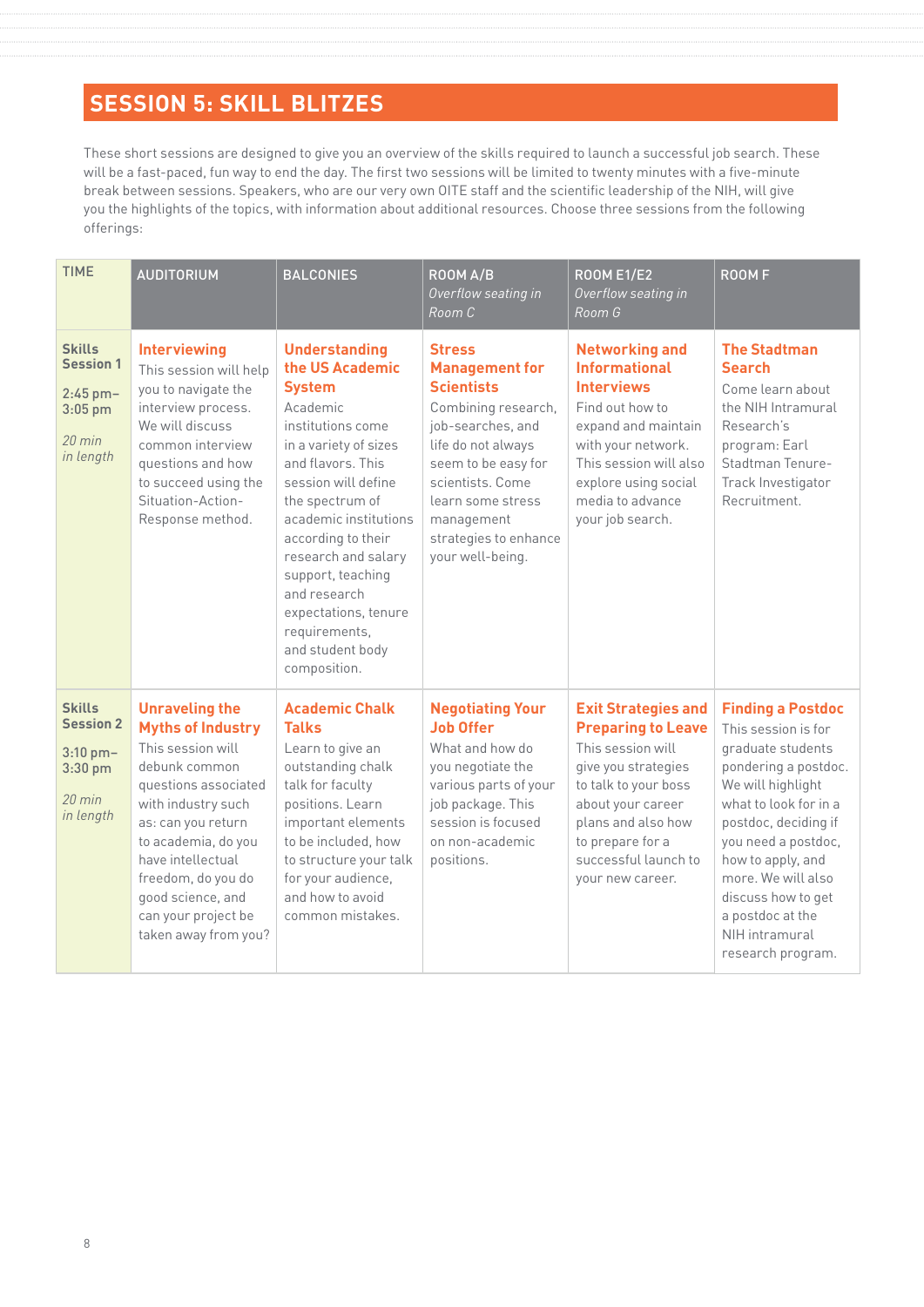## SESSION 5: SKILL BLITZES

These short sessions are designed to give you an overview of the skills required to launch a successful job search. These will be a fast-paced, fun way to end the day. The first two sessions will be limited to twenty minutes with a five-minute break between sessions. Speakers, who are our very own OITE staff and the scientific leadership of the NIH, will give you the highlights of the topics, with information about additional resources. Choose three sessions from the following offerings:

| TIME | AUDITORIUM | BALCONIES | ROOM A/B *Overflow seating in Room C* | ROOM E1/E2 *Overflow seating in Room G* | ROOM F |
|---|---|---|---|---|---|
| **Skills Session 1** 2:45 pm–3:05 pm *20 min in length* | **Interviewing** This session will help you to navigate the interview process. We will discuss common interview questions and how to succeed using the Situation-Action-Response method. | **Understanding the US Academic System** Academic institutions come in a variety of sizes and flavors. This session will define the spectrum of academic institutions according to their research and salary support, teaching and research expectations, tenure requirements, and student body composition. | **Stress Management for Scientists** Combining research, job-searches, and life do not always seem to be easy for scientists. Come learn some stress management strategies to enhance your well-being. | **Networking and Informational Interviews** Find out how to expand and maintain with your network. This session will also explore using social media to advance your job search. | **The Stadtman Search** Come learn about the NIH Intramural Research's program: Earl Stadtman Tenure-Track Investigator Recruitment. |
| **Skills Session 2** 3:10 pm–3:30 pm *20 min in length* | **Unraveling the Myths of Industry** This session will debunk common questions associated with industry such as: can you return to academia, do you have intellectual freedom, do you do good science, and can your project be taken away from you? | **Academic Chalk Talks** Learn to give an outstanding chalk talk for faculty positions. Learn important elements to be included, how to structure your talk for your audience, and how to avoid common mistakes. | **Negotiating Your Job Offer** What and how do you negotiate the various parts of your job package. This session is focused on non-academic positions. | **Exit Strategies and Preparing to Leave** This session will give you strategies to talk to your boss about your career plans and also how to prepare for a successful launch to your new career. | **Finding a Postdoc** This session is for graduate students pondering a postdoc. We will highlight what to look for in a postdoc, deciding if you need a postdoc, how to apply, and more. We will also discuss how to get a postdoc at the NIH intramural research program. |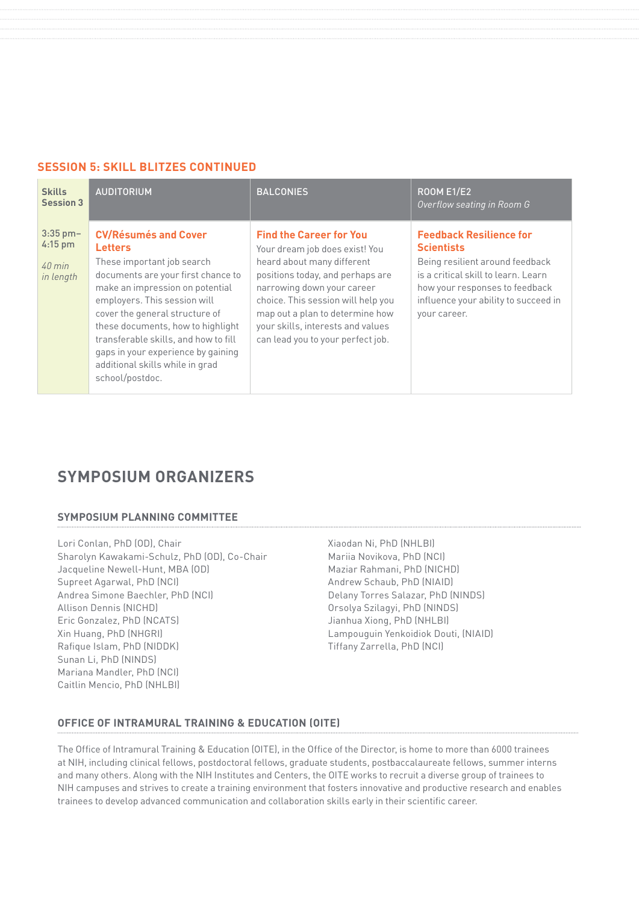## SESSION 5: SKILL BLITZES CONTINUED

| Skills Session 3 | AUDITORIUM | BALCONIES | ROOM E1/E2 *Overflow seating in Room G* |
|---|---|---|---|
| 3:35 pm–4:15 pm *40 min in length* | **CV/Résumés and Cover Letters** These important job search documents are your first chance to make an impression on potential employers. This session will cover the general structure of these documents, how to highlight transferable skills, and how to fill gaps in your experience by gaining additional skills while in grad school/postdoc. | **Find the Career for You** Your dream job does exist! You heard about many different positions today, and perhaps are narrowing down your career choice. This session will help you map out a plan to determine how your skills, interests and values can lead you to your perfect job. | **Feedback Resilience for Scientists** Being resilient around feedback is a critical skill to learn. Learn how your responses to feedback influence your ability to succeed in your career. |

## SYMPOSIUM ORGANIZERS

### SYMPOSIUM PLANNING COMMITTEE

Lori Conlan, PhD (OD), Chair
Sharolyn Kawakami-Schulz, PhD (OD), Co-Chair
Jacqueline Newell-Hunt, MBA (OD)
Supreet Agarwal, PhD (NCI)
Andrea Simone Baechler, PhD (NCI)
Allison Dennis (NICHD)
Eric Gonzalez, PhD (NCATS)
Xin Huang, PhD (NHGRI)
Rafique Islam, PhD (NIDDK)
Sunan Li, PhD (NINDS)
Mariana Mandler, PhD (NCI)
Caitlin Mencio, PhD (NHLBI)
Xiaodan Ni, PhD (NHLBI)
Mariia Novikova, PhD (NCI)
Maziar Rahmani, PhD (NICHD)
Andrew Schaub, PhD (NIAID)
Delany Torres Salazar, PhD (NINDS)
Orsolya Szilagyi, PhD (NINDS)
Jianhua Xiong, PhD (NHLBI)
Lampouguin Yenkoidiok Douti, (NIAID)
Tiffany Zarrella, PhD (NCI)

### OFFICE OF INTRAMURAL TRAINING & EDUCATION (OITE)

The Office of Intramural Training & Education (OITE), in the Office of the Director, is home to more than 6000 trainees at NIH, including clinical fellows, postdoctoral fellows, graduate students, postbaccalaureate fellows, summer interns and many others. Along with the NIH Institutes and Centers, the OITE works to recruit a diverse group of trainees to NIH campuses and strives to create a training environment that fosters innovative and productive research and enables trainees to develop advanced communication and collaboration skills early in their scientific career.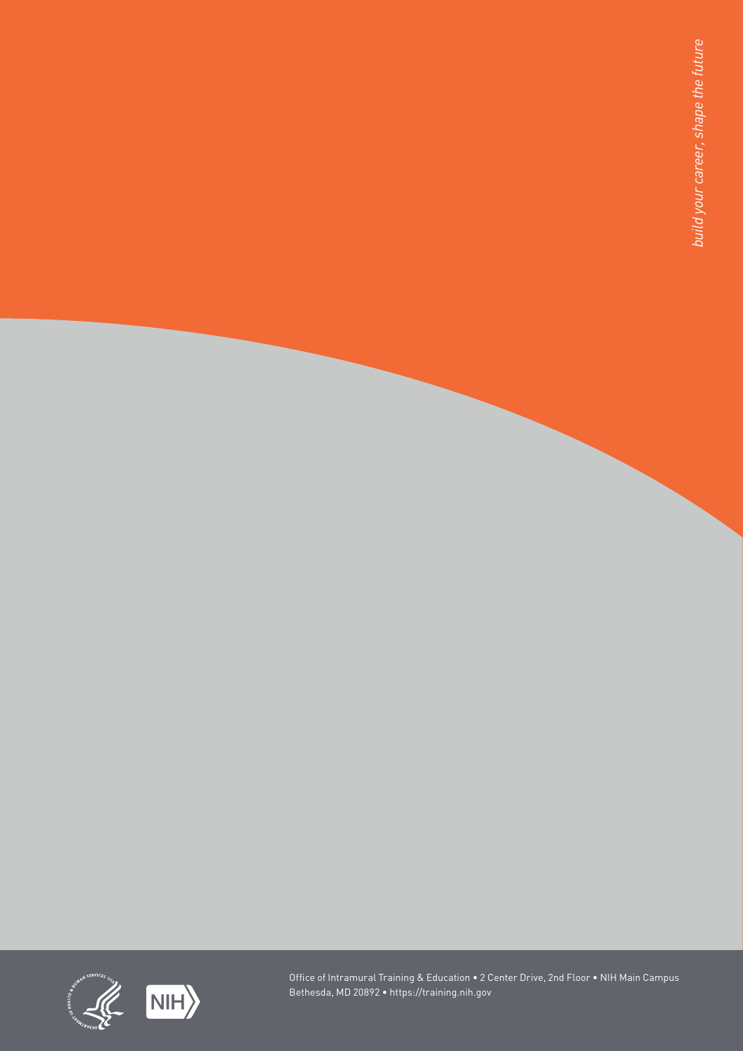*build your career, shape the future*

Office of Intramural Training & Education • 2 Center Drive, 2nd Floor • NIH Main Campus
Bethesda, MD 20892 • https://training.nih.gov